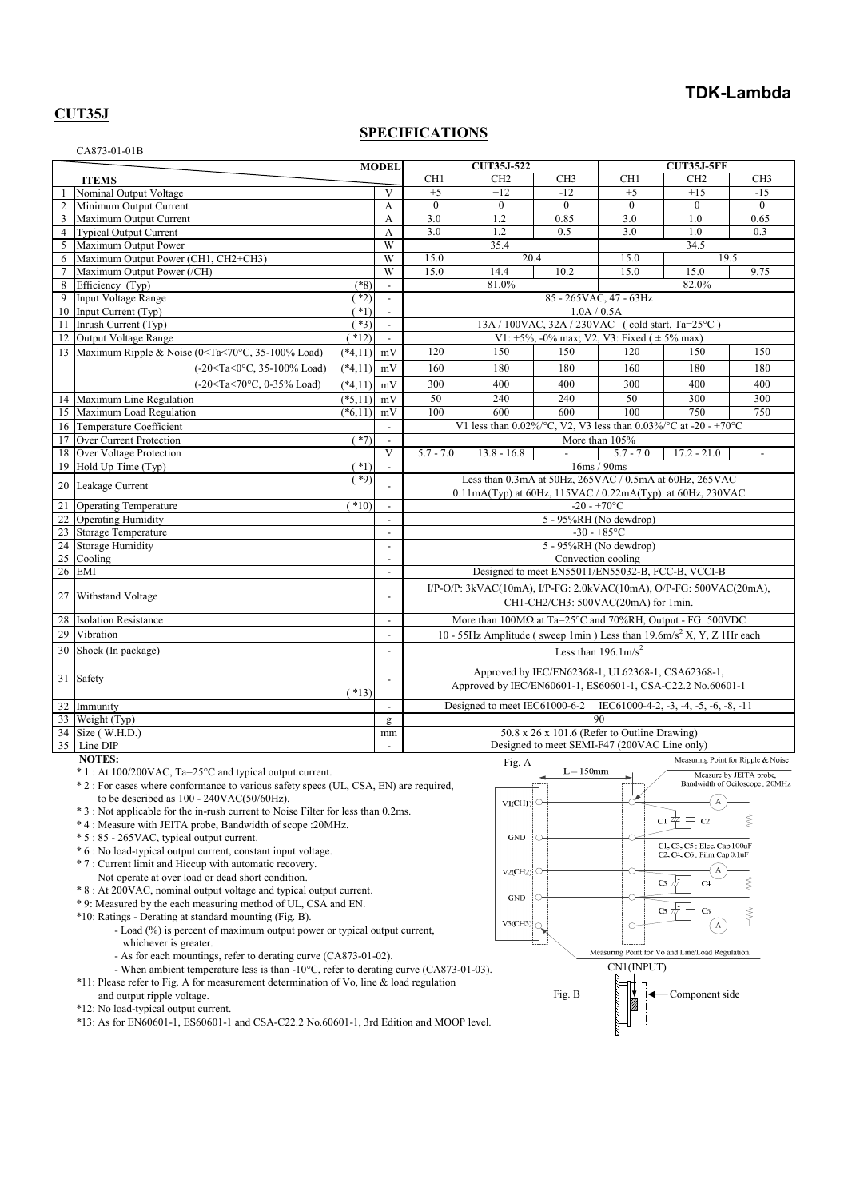**TDK-Lambda**

**CUT35J**

## SPECIFICATIONS

CA873-01-01B

| | ITEMS | | MODEL | CUT35J-522 CH1 | CUT35J-522 CH2 | CUT35J-522 CH3 | CUT35J-5FF CH1 | CUT35J-5FF CH2 | CUT35J-5FF CH3 |
|---|---|---|---|---|---|---|---|---|---|
| 1 | Nominal Output Voltage | | V | +5 | +12 | -12 | +5 | +15 | -15 |
| 2 | Minimum Output Current | | A | 0 | 0 | 0 | 0 | 0 | 0 |
| 3 | Maximum Output Current | | A | 3.0 | 1.2 | 0.85 | 3.0 | 1.0 | 0.65 |
| 4 | Typical Output Current | | A | 3.0 | 1.2 | 0.5 | 3.0 | 1.0 | 0.3 |
| 5 | Maximum Output Power | | W | 35.4 | | | 34.5 | | |
| 6 | Maximum Output Power (CH1, CH2+CH3) | | W | 15.0 | 20.4 | | 15.0 | 19.5 | |
| 7 | Maximum Output Power (/CH) | | W | 15.0 | 14.4 | 10.2 | 15.0 | 15.0 | 9.75 |
| 8 | Efficiency (Typ) | (*8) | - | 81.0% | | | 82.0% | | |
| 9 | Input Voltage Range | (*2) | - | 85 - 265VAC, 47 - 63Hz | | | | | |
| 10 | Input Current (Typ) | (*1) | - | 1.0A / 0.5A | | | | | |
| 11 | Inrush Current (Typ) | (*3) | - | 13A / 100VAC, 32A / 230VAC (cold start, Ta=25°C) | | | | | |
| 12 | Output Voltage Range | (*12) | - | V1: +5%, -0% max; V2, V3: Fixed (± 5% max) | | | | | |
| 13 | Maximum Ripple & Noise (0<Ta<70°C, 35-100% Load) | (*4,11) | mV | 120 | 150 | 150 | 120 | 150 | 150 |
| | (-20<Ta<0°C, 35-100% Load) | (*4,11) | mV | 160 | 180 | 180 | 160 | 180 | 180 |
| | (-20<Ta<70°C, 0-35% Load) | (*4,11) | mV | 300 | 400 | 400 | 300 | 400 | 400 |
| 14 | Maximum Line Regulation | (*5,11) | mV | 50 | 240 | 240 | 50 | 300 | 300 |
| 15 | Maximum Load Regulation | (*6,11) | mV | 100 | 600 | 600 | 100 | 750 | 750 |
| 16 | Temperature Coefficient | | - | V1 less than 0.02%/°C, V2, V3 less than 0.03%/°C at -20 - +70°C | | | | | |
| 17 | Over Current Protection | (*7) | - | More than 105% | | | | | |
| 18 | Over Voltage Protection | | V | 5.7 - 7.0 | 13.8 - 16.8 | - | 5.7 - 7.0 | 17.2 - 21.0 | - |
| 19 | Hold Up Time (Typ) | (*1) | - | 16ms / 90ms | | | | | |
| 20 | Leakage Current | (*9) | - | Less than 0.3mA at 50Hz, 265VAC / 0.5mA at 60Hz, 265VAC<br>0.11mA(Typ) at 60Hz, 115VAC / 0.22mA(Typ) at 60Hz, 230VAC | | | | | |
| 21 | Operating Temperature | (*10) | - | -20 - +70°C | | | | | |
| 22 | Operating Humidity | | - | 5 - 95%RH (No dewdrop) | | | | | |
| 23 | Storage Temperature | | - | -30 - +85°C | | | | | |
| 24 | Storage Humidity | | - | 5 - 95%RH (No dewdrop) | | | | | |
| 25 | Cooling | | - | Convection cooling | | | | | |
| 26 | EMI | | - | Designed to meet EN55011/EN55032-B, FCC-B, VCCI-B | | | | | |
| 27 | Withstand Voltage | | - | I/P-O/P: 3kVAC(10mA), I/P-FG: 2.0kVAC(10mA), O/P-FG: 500VAC(20mA),<br>CH1-CH2/CH3: 500VAC(20mA) for 1min. | | | | | |
| 28 | Isolation Resistance | | - | More than 100MΩ at Ta=25°C and 70%RH, Output - FG: 500VDC | | | | | |
| 29 | Vibration | | - | 10 - 55Hz Amplitude ( sweep 1min ) Less than 19.6m/s² X, Y, Z 1Hr each | | | | | |
| 30 | Shock (In package) | | - | Less than 196.1m/s² | | | | | |
| 31 | Safety | (*13) | - | Approved by IEC/EN62368-1, UL62368-1, CSA62368-1,<br>Approved by IEC/EN60601-1, ES60601-1, CSA-C22.2 No.60601-1 | | | | | |
| 32 | Immunity | | - | Designed to meet IEC61000-6-2 IEC61000-4-2, -3, -4, -5, -6, -8, -11 | | | | | |
| 33 | Weight (Typ) | | g | 90 | | | | | |
| 34 | Size ( W.H.D.) | | mm | 50.8 x 26 x 101.6 (Refer to Outline Drawing) | | | | | |
| 35 | Line DIP | | - | Designed to meet SEMI-F47 (200VAC Line only) | | | | | |

**NOTES:**

* *1 : At 100/200VAC, Ta=25°C and typical output current.
* *2 : For cases where conformance to various safety specs (UL, CSA, EN) are required, to be described as 100 - 240VAC(50/60Hz).
* *3 : Not applicable for the in-rush current to Noise Filter for less than 0.2ms.
* *4 : Measure with JEITA probe, Bandwidth of scope :20MHz.
* *5 : 85 - 265VAC, typical output current.
* *6 : No load-typical output current, constant input voltage.
* *7 : Current limit and Hiccup with automatic recovery.
  Not operate at over load or dead short condition.
* *8 : At 200VAC, nominal output voltage and typical output current.
* *9: Measured by the each measuring method of UL, CSA and EN.
* *10: Ratings - Derating at standard mounting (Fig. B).
  - Load (%) is percent of maximum output power or typical output current, whichever is greater.
  - As for each mountings, refer to derating curve (CA873-01-02).
  - When ambient temperature less is than -10°C, refer to derating curve (CA873-01-03).
* *11: Please refer to Fig. A for measurement determination of Vo, line & load regulation and output ripple voltage.
* *12: No load-typical output current.
* *13: As for EN60601-1, ES60601-1 and CSA-C22.2 No.60601-1, 3rd Edition and MOOP level.

Fig. A

L = 150mm

Measuring Point for Ripple & Noise — Measure by JEITA probe, Bandwidth of Oscilloscope : 20MHz

V1(CH1), GND, V2(CH2), GND, V3(CH3)

C1, C3, C5 : Elec. Cap 100uF
C2, C4, C6 : Film Cap 0.1uF

Measuring Point for Vo and Line/Load Regulation.

Fig. B

CN1(INPUT)

Component side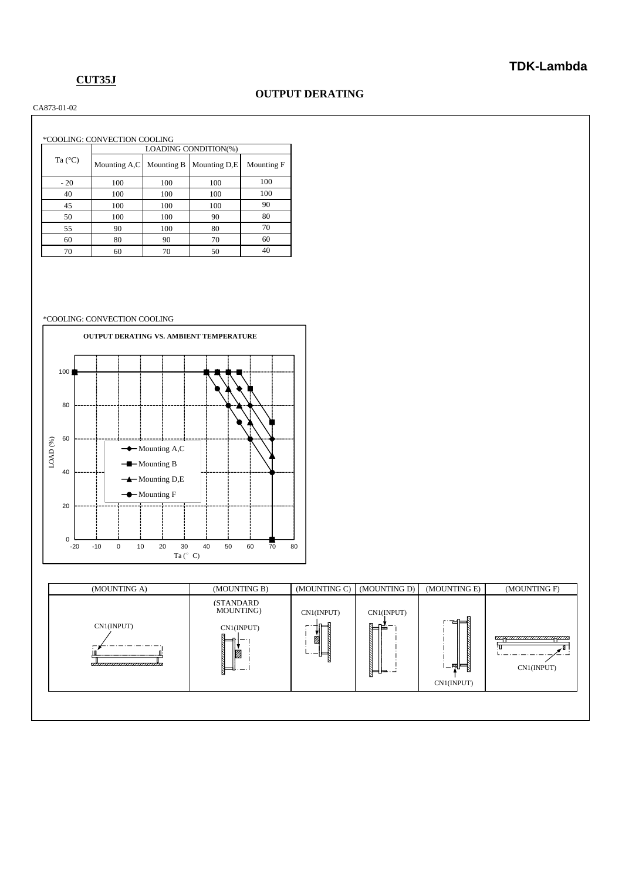**CUT35J**

## OUTPUT DERATING

CA873-01-02

*COOLING: CONVECTION COOLING

| Ta (°C) | LOADING CONDITION(%) | | | |
|---|---|---|---|---|
| | Mounting A,C | Mounting B | Mounting D,E | Mounting F |
| - 20 | 100 | 100 | 100 | 100 |
| 40 | 100 | 100 | 100 | 100 |
| 45 | 100 | 100 | 100 | 90 |
| 50 | 100 | 100 | 90 | 80 |
| 55 | 90 | 100 | 80 | 70 |
| 60 | 80 | 90 | 70 | 60 |
| 70 | 60 | 70 | 50 | 40 |

*COOLING: CONVECTION COOLING

OUTPUT DERATING VS. AMBIENT TEMPERATURE

LOAD (%) vs. Ta (° C)

Legend: Mounting A,C; Mounting B; Mounting D,E; Mounting F

| (MOUNTING A) | (MOUNTING B) | (MOUNTING C) | (MOUNTING D) | (MOUNTING E) | (MOUNTING F) |
|---|---|---|---|---|---|
| CN1(INPUT) | (STANDARD MOUNTING) CN1(INPUT) | CN1(INPUT) | CN1(INPUT) | CN1(INPUT) | CN1(INPUT) |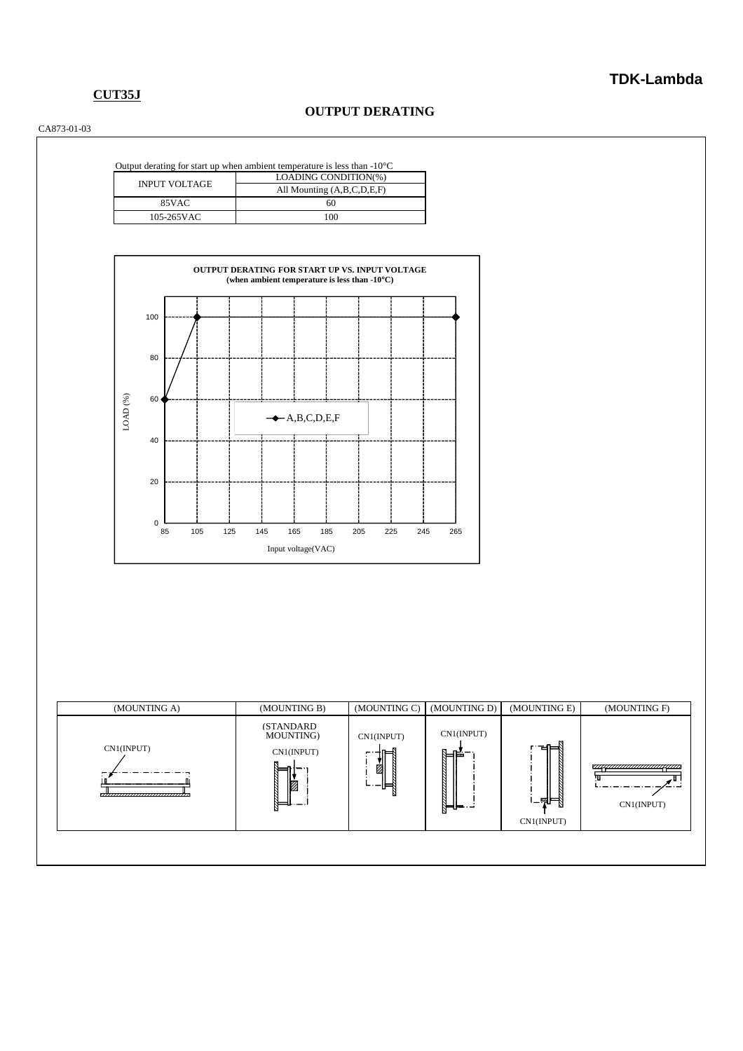**CUT35J**

TDK-Lambda

## OUTPUT DERATING

CA873-01-03

Output derating for start up when ambient temperature is less than -10°C

| INPUT VOLTAGE | LOADING CONDITION(%) |
|---|---|
| | All Mounting (A,B,C,D,E,F) |
| 85VAC | 60 |
| 105-265VAC | 100 |

OUTPUT DERATING FOR START UP VS. INPUT VOLTAGE
(when ambient temperature is less than -10°C)

LOAD (%)

0
20
40
60
80
100

85 105 125 145 165 185 205 225 245 265

Input voltage(VAC)

A,B,C,D,E,F

| (MOUNTING A) | (MOUNTING B) | (MOUNTING C) | (MOUNTING D) | (MOUNTING E) | (MOUNTING F) |
|---|---|---|---|---|---|
| CN1(INPUT) | (STANDARD MOUNTING) CN1(INPUT) | CN1(INPUT) | CN1(INPUT) | CN1(INPUT) | CN1(INPUT) |